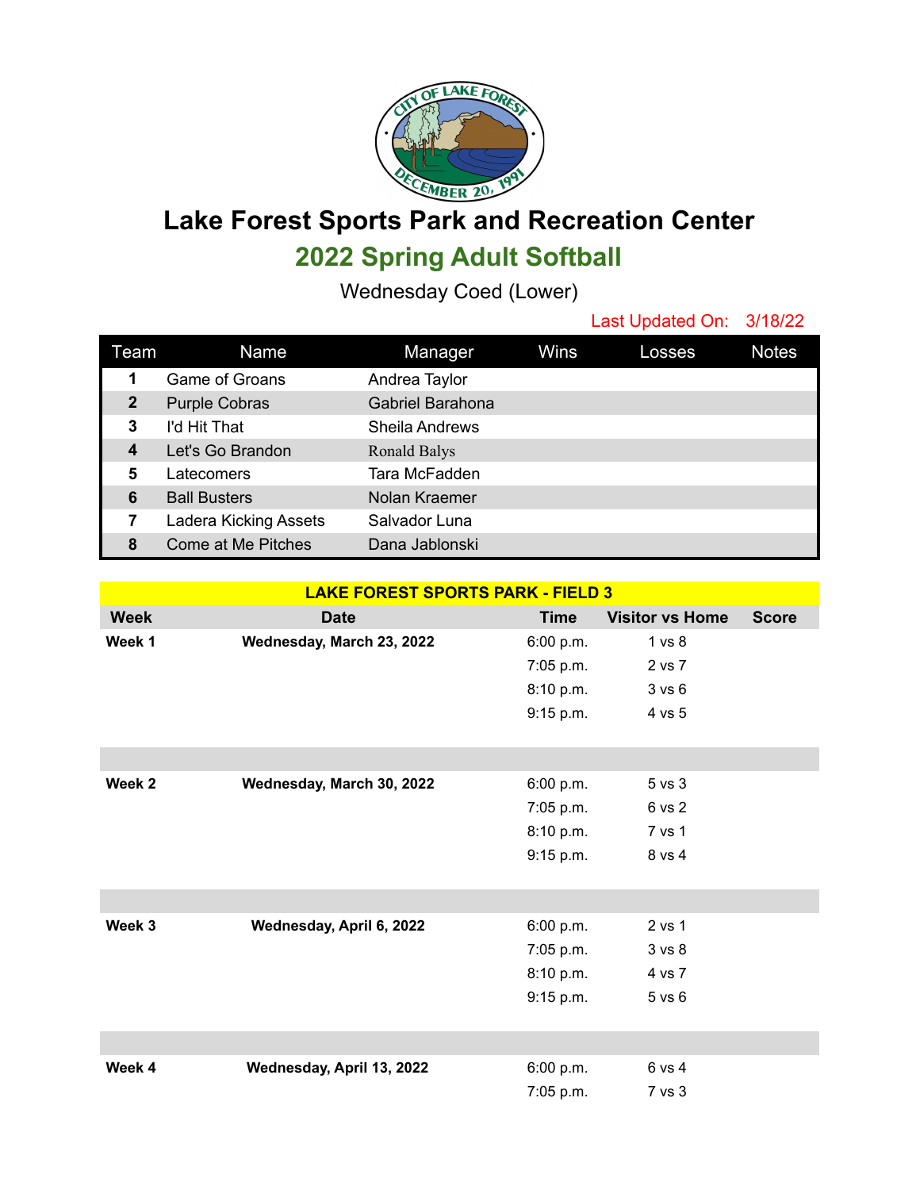# Lake Forest Sports Park and Recreation Center

## 2022 Spring Adult Softball

Wednesday Coed (Lower)

Last Updated On: 3/18/22

| Team | Name | Manager | Wins | Losses | Notes |
|---|---|---|---|---|---|
| 1 | Game of Groans | Andrea Taylor | | | |
| 2 | Purple Cobras | Gabriel Barahona | | | |
| 3 | I'd Hit That | Sheila Andrews | | | |
| 4 | Let's Go Brandon | Ronald Balys | | | |
| 5 | Latecomers | Tara McFadden | | | |
| 6 | Ball Busters | Nolan Kraemer | | | |
| 7 | Ladera Kicking Assets | Salvador Luna | | | |
| 8 | Come at Me Pitches | Dana Jablonski | | | |

**LAKE FOREST SPORTS PARK - FIELD 3**

| Week | Date | Time | Visitor vs Home | Score |
|---|---|---|---|---|
| **Week 1** | **Wednesday, March 23, 2022** | 6:00 p.m. | 1 vs 8 | |
| | | 7:05 p.m. | 2 vs 7 | |
| | | 8:10 p.m. | 3 vs 6 | |
| | | 9:15 p.m. | 4 vs 5 | |
| **Week 2** | **Wednesday, March 30, 2022** | 6:00 p.m. | 5 vs 3 | |
| | | 7:05 p.m. | 6 vs 2 | |
| | | 8:10 p.m. | 7 vs 1 | |
| | | 9:15 p.m. | 8 vs 4 | |
| **Week 3** | **Wednesday, April 6, 2022** | 6:00 p.m. | 2 vs 1 | |
| | | 7:05 p.m. | 3 vs 8 | |
| | | 8:10 p.m. | 4 vs 7 | |
| | | 9:15 p.m. | 5 vs 6 | |
| **Week 4** | **Wednesday, April 13, 2022** | 6:00 p.m. | 6 vs 4 | |
| | | 7:05 p.m. | 7 vs 3 | |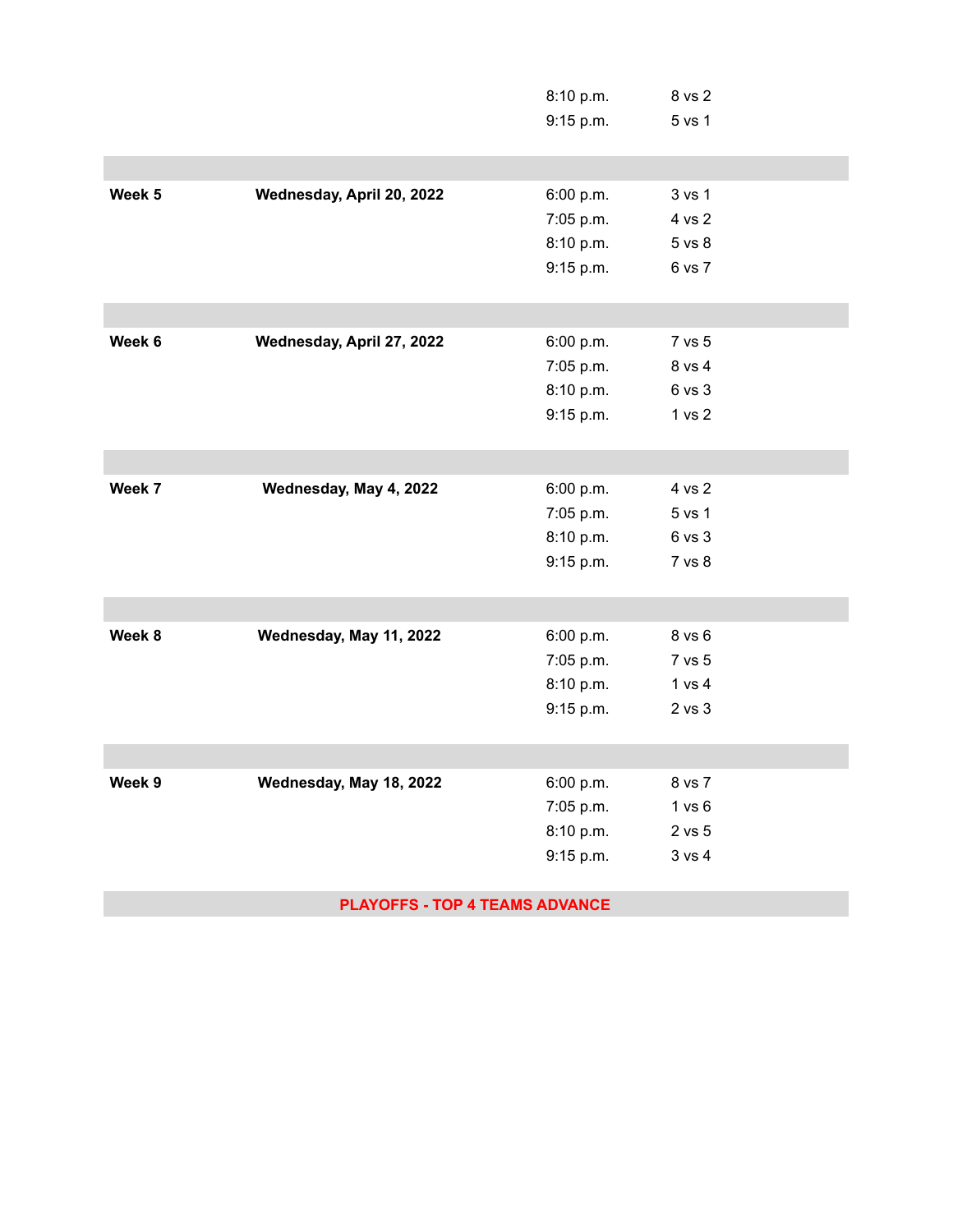| | | | |
|---|---|---|---|
| | | 8:10 p.m. | 8 vs 2 |
| | | 9:15 p.m. | 5 vs 1 |
| | | | |
| **Week 5** | **Wednesday, April 20, 2022** | 6:00 p.m. | 3 vs 1 |
| | | 7:05 p.m. | 4 vs 2 |
| | | 8:10 p.m. | 5 vs 8 |
| | | 9:15 p.m. | 6 vs 7 |
| | | | |
| **Week 6** | **Wednesday, April 27, 2022** | 6:00 p.m. | 7 vs 5 |
| | | 7:05 p.m. | 8 vs 4 |
| | | 8:10 p.m. | 6 vs 3 |
| | | 9:15 p.m. | 1 vs 2 |
| | | | |
| **Week 7** | **Wednesday, May 4, 2022** | 6:00 p.m. | 4 vs 2 |
| | | 7:05 p.m. | 5 vs 1 |
| | | 8:10 p.m. | 6 vs 3 |
| | | 9:15 p.m. | 7 vs 8 |
| | | | |
| **Week 8** | **Wednesday, May 11, 2022** | 6:00 p.m. | 8 vs 6 |
| | | 7:05 p.m. | 7 vs 5 |
| | | 8:10 p.m. | 1 vs 4 |
| | | 9:15 p.m. | 2 vs 3 |
| | | | |
| **Week 9** | **Wednesday, May 18, 2022** | 6:00 p.m. | 8 vs 7 |
| | | 7:05 p.m. | 1 vs 6 |
| | | 8:10 p.m. | 2 vs 5 |
| | | 9:15 p.m. | 3 vs 4 |

**PLAYOFFS - TOP 4 TEAMS ADVANCE**